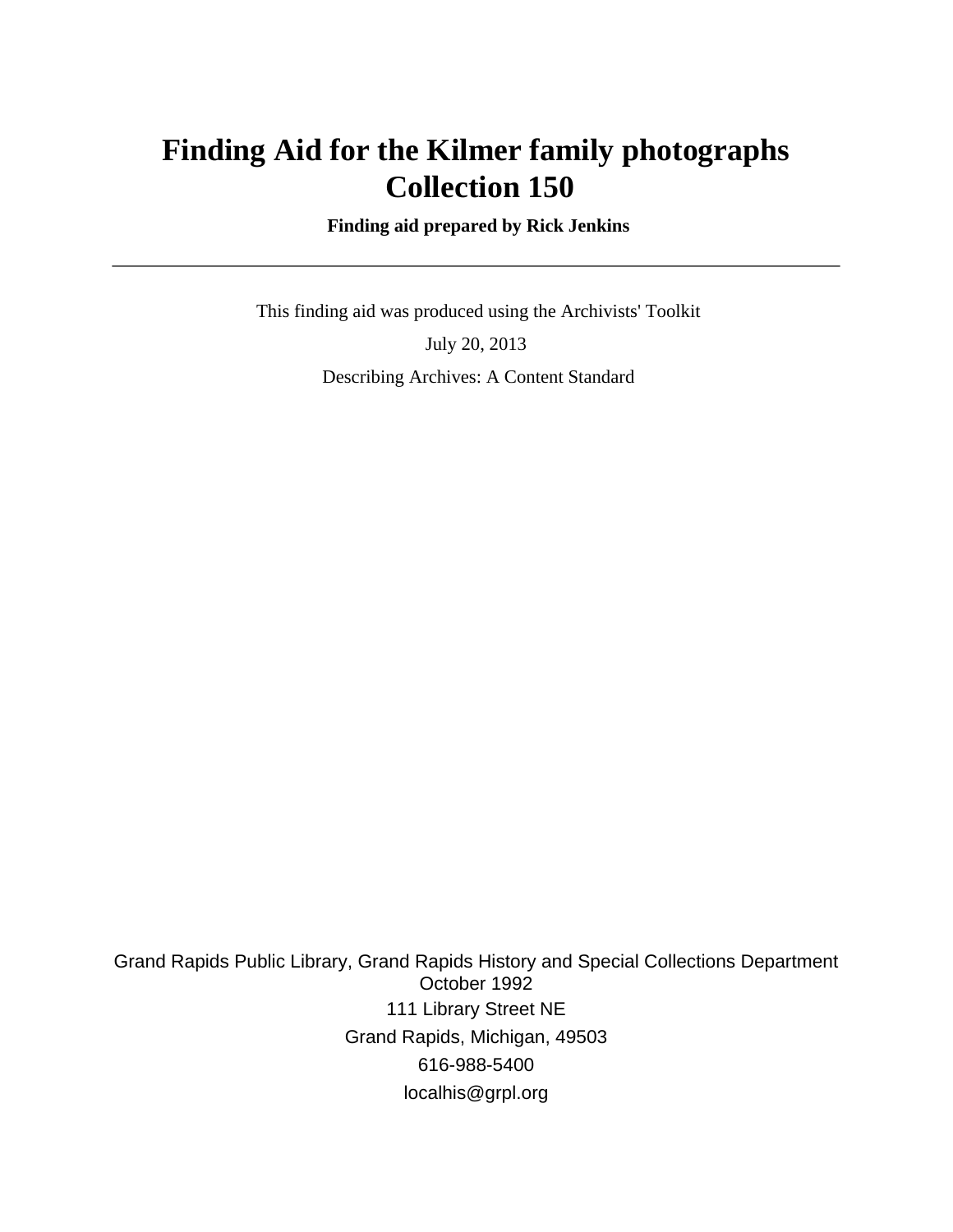# Finding Aid for the Kilmer family photographs Collection 150

**Finding aid prepared by Rick Jenkins**

---

This finding aid was produced using the Archivists' Toolkit

July 20, 2013

Describing Archives: A Content Standard

Grand Rapids Public Library, Grand Rapids History and Special Collections Department
October 1992
111 Library Street NE
Grand Rapids, Michigan, 49503
616-988-5400
localhis@grpl.org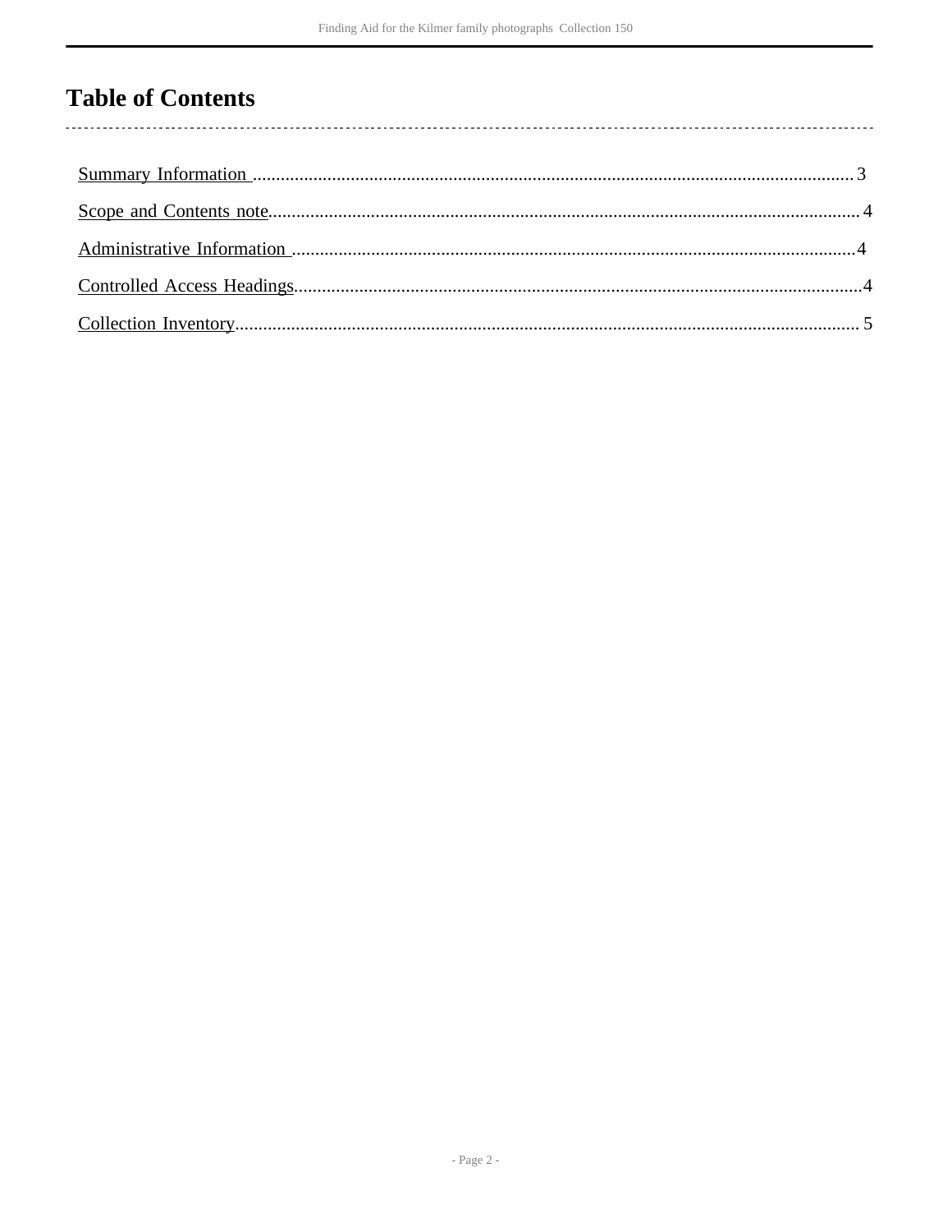# Table of Contents

Summary Information ... 3

Scope and Contents note ... 4

Administrative Information ... 4

Controlled Access Headings ... 4

Collection Inventory ... 5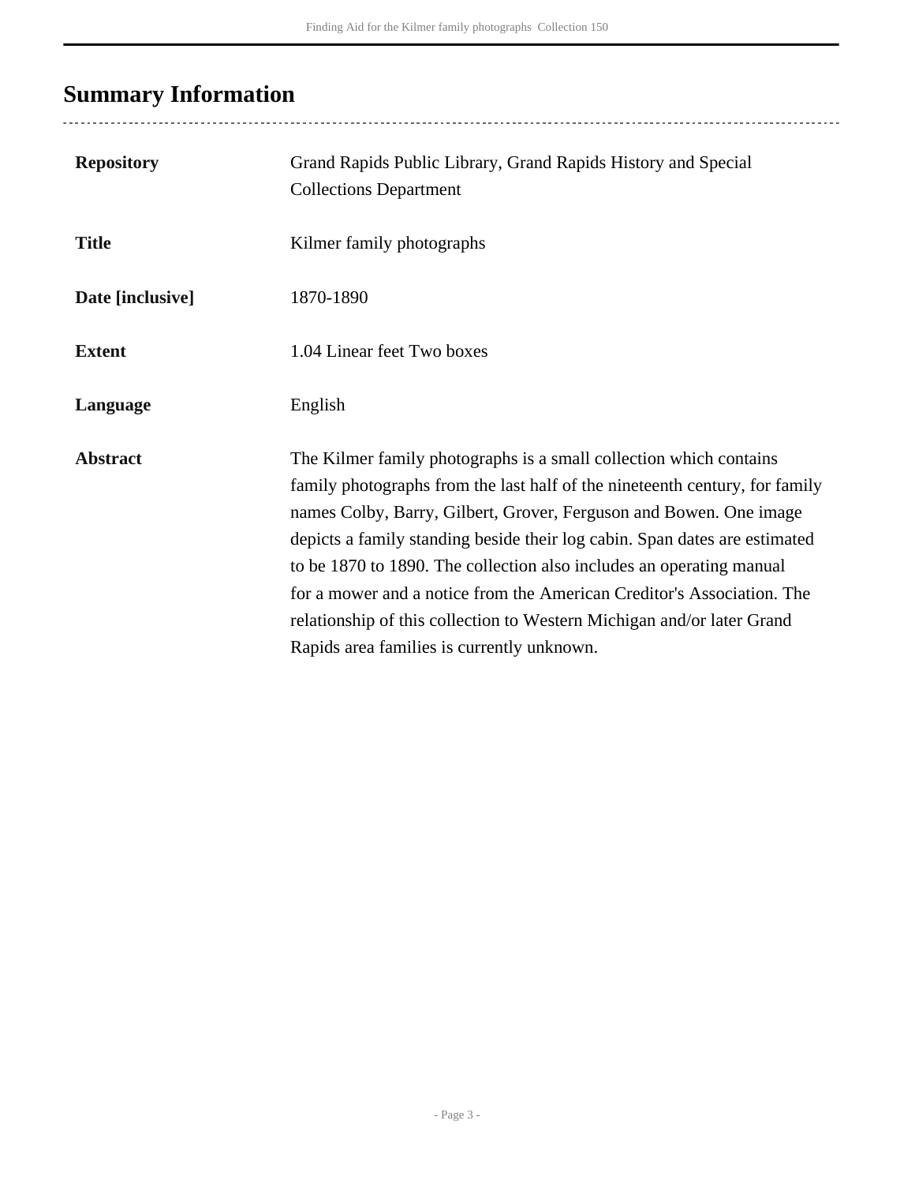## Summary Information

| | |
|---|---|
| **Repository** | Grand Rapids Public Library, Grand Rapids History and Special Collections Department |
| **Title** | Kilmer family photographs |
| **Date [inclusive]** | 1870-1890 |
| **Extent** | 1.04 Linear feet Two boxes |
| **Language** | English |
| **Abstract** | The Kilmer family photographs is a small collection which contains family photographs from the last half of the nineteenth century, for family names Colby, Barry, Gilbert, Grover, Ferguson and Bowen. One image depicts a family standing beside their log cabin. Span dates are estimated to be 1870 to 1890. The collection also includes an operating manual for a mower and a notice from the American Creditor's Association. The relationship of this collection to Western Michigan and/or later Grand Rapids area families is currently unknown. |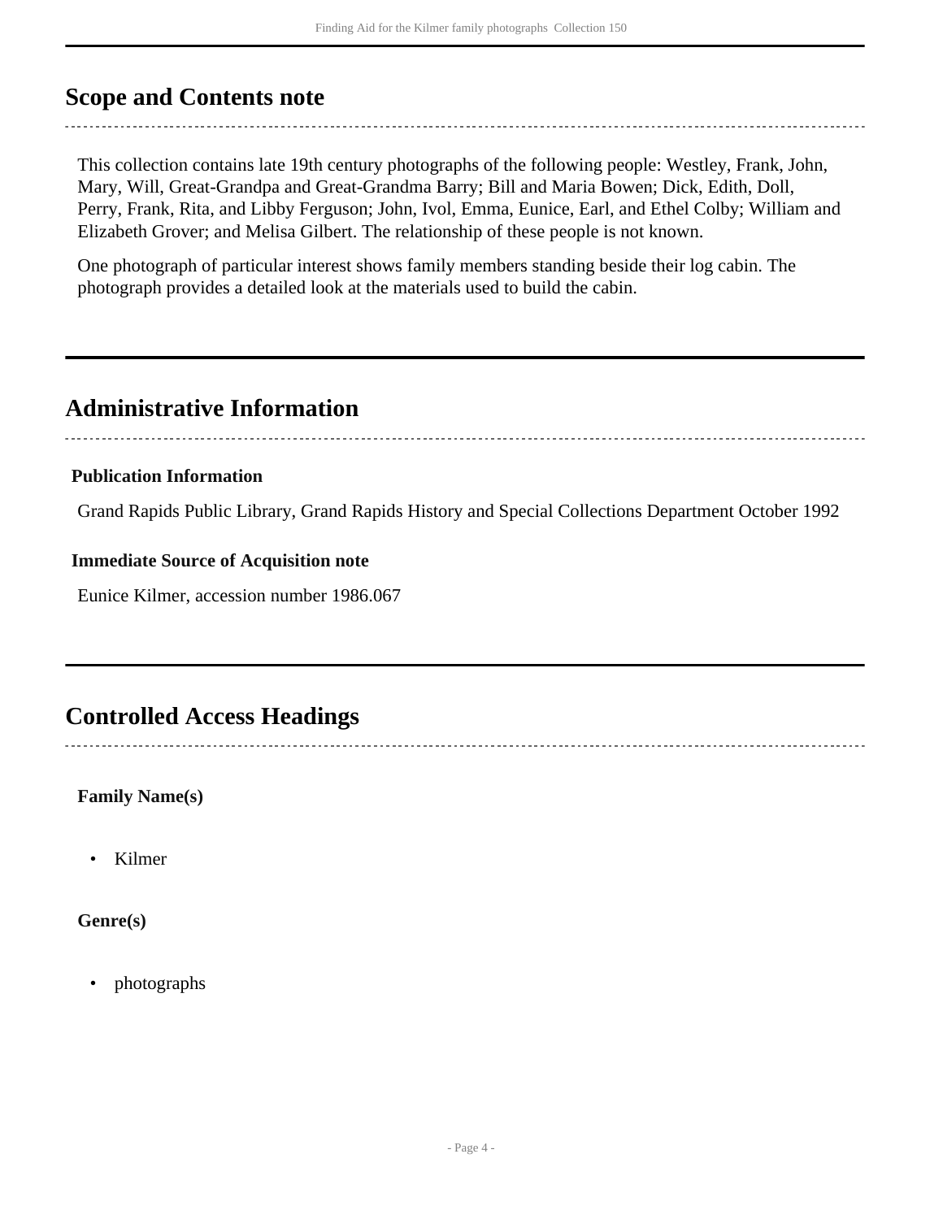## Scope and Contents note

This collection contains late 19th century photographs of the following people: Westley, Frank, John, Mary, Will, Great-Grandpa and Great-Grandma Barry; Bill and Maria Bowen; Dick, Edith, Doll, Perry, Frank, Rita, and Libby Ferguson; John, Ivol, Emma, Eunice, Earl, and Ethel Colby; William and Elizabeth Grover; and Melisa Gilbert. The relationship of these people is not known.

One photograph of particular interest shows family members standing beside their log cabin. The photograph provides a detailed look at the materials used to build the cabin.

## Administrative Information

**Publication Information**

Grand Rapids Public Library, Grand Rapids History and Special Collections Department October 1992

**Immediate Source of Acquisition note**

Eunice Kilmer, accession number 1986.067

## Controlled Access Headings

**Family Name(s)**

- Kilmer

**Genre(s)**

- photographs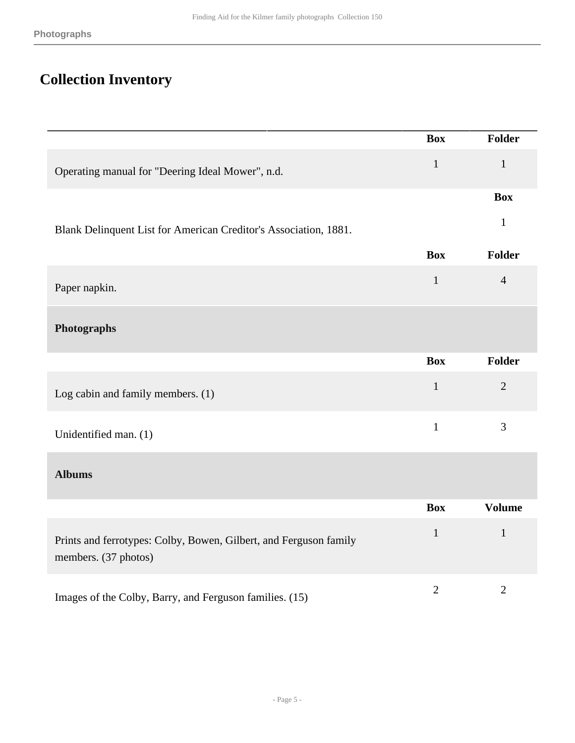## Collection Inventory

| | Box | Folder |
| --- | --- | --- |
| Operating manual for "Deering Ideal Mower", n.d. | 1 | 1 |

| | Box |
| --- | --- |
| Blank Delinquent List for American Creditor's Association, 1881. | 1 |

| | Box | Folder |
| --- | --- | --- |
| Paper napkin. | 1 | 4 |

### Photographs

| | Box | Folder |
| --- | --- | --- |
| Log cabin and family members. (1) | 1 | 2 |
| Unidentified man. (1) | 1 | 3 |

### Albums

| | Box | Volume |
| --- | --- | --- |
| Prints and ferrotypes: Colby, Bowen, Gilbert, and Ferguson family members. (37 photos) | 1 | 1 |
| Images of the Colby, Barry, and Ferguson families. (15) | 2 | 2 |